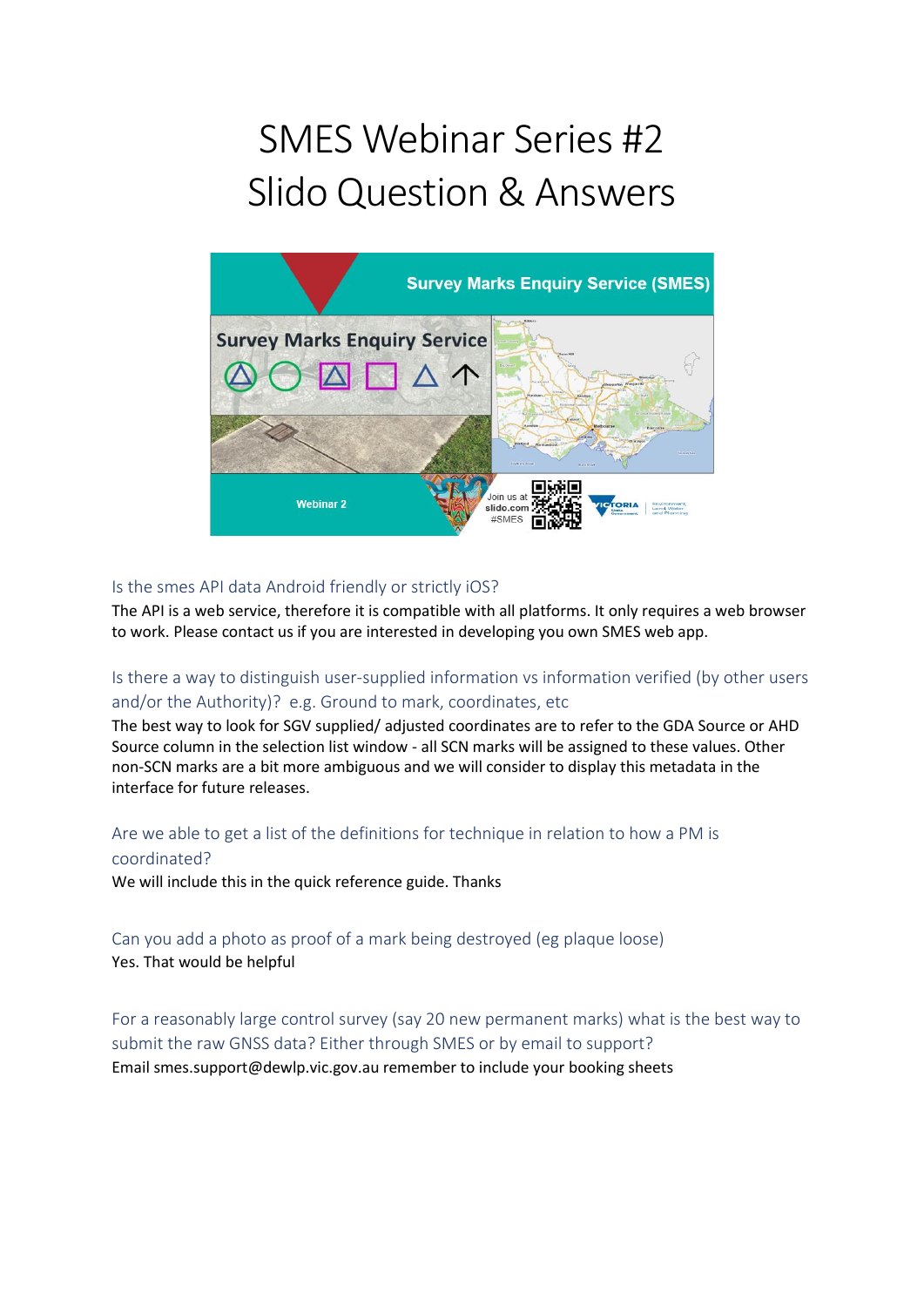# SMES Webinar Series #2
# Slido Question & Answers

### Is the smes API data Android friendly or strictly iOS?

The API is a web service, therefore it is compatible with all platforms. It only requires a web browser to work. Please contact us if you are interested in developing you own SMES web app.

### Is there a way to distinguish user-supplied information vs information verified (by other users and/or the Authority)? e.g. Ground to mark, coordinates, etc

The best way to look for SGV supplied/ adjusted coordinates are to refer to the GDA Source or AHD Source column in the selection list window - all SCN marks will be assigned to these values. Other non-SCN marks are a bit more ambiguous and we will consider to display this metadata in the interface for future releases.

### Are we able to get a list of the definitions for technique in relation to how a PM is coordinated?

We will include this in the quick reference guide. Thanks

### Can you add a photo as proof of a mark being destroyed (eg plaque loose)

Yes. That would be helpful

### For a reasonably large control survey (say 20 new permanent marks) what is the best way to submit the raw GNSS data? Either through SMES or by email to support?

Email smes.support@dewlp.vic.gov.au remember to include your booking sheets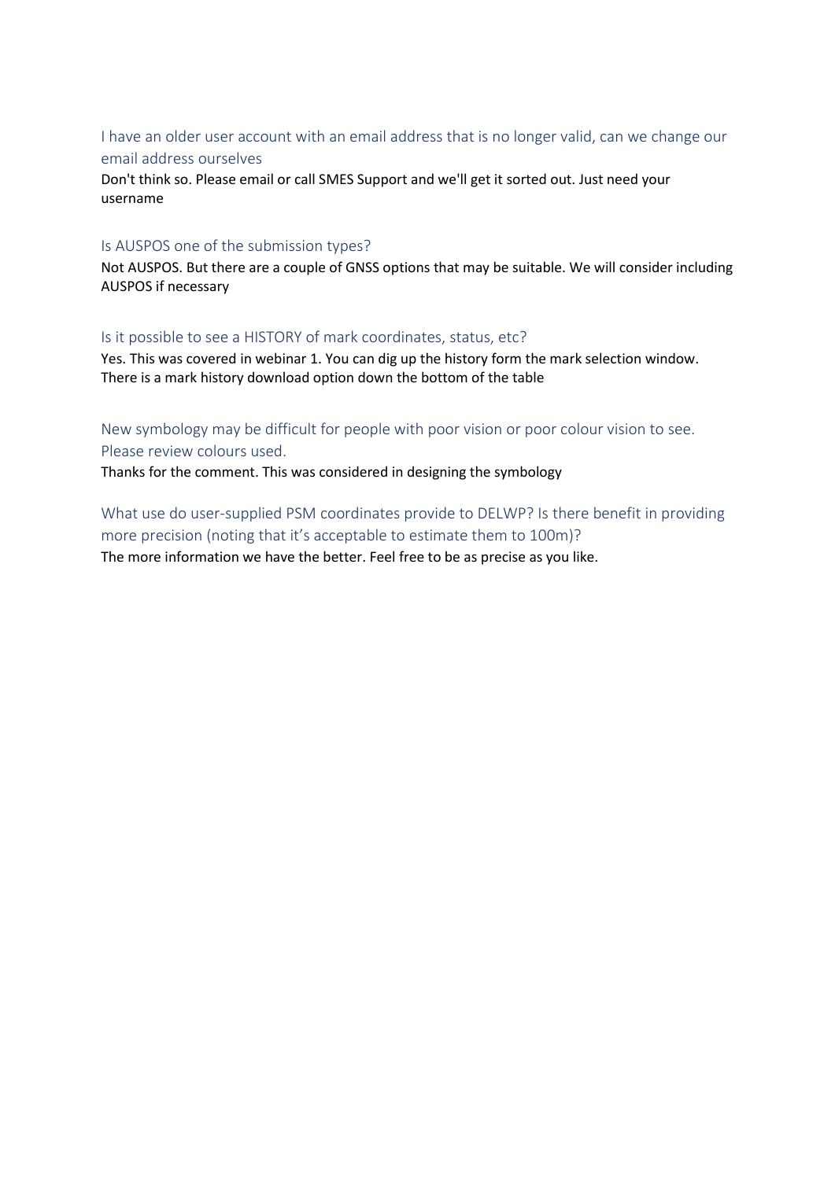### I have an older user account with an email address that is no longer valid, can we change our email address ourselves

Don't think so. Please email or call SMES Support and we'll get it sorted out. Just need your username

### Is AUSPOS one of the submission types?

Not AUSPOS. But there are a couple of GNSS options that may be suitable. We will consider including AUSPOS if necessary

### Is it possible to see a HISTORY of mark coordinates, status, etc?

Yes. This was covered in webinar 1. You can dig up the history form the mark selection window. There is a mark history download option down the bottom of the table

### New symbology may be difficult for people with poor vision or poor colour vision to see. Please review colours used.

Thanks for the comment. This was considered in designing the symbology

### What use do user-supplied PSM coordinates provide to DELWP? Is there benefit in providing more precision (noting that it's acceptable to estimate them to 100m)?

The more information we have the better. Feel free to be as precise as you like.